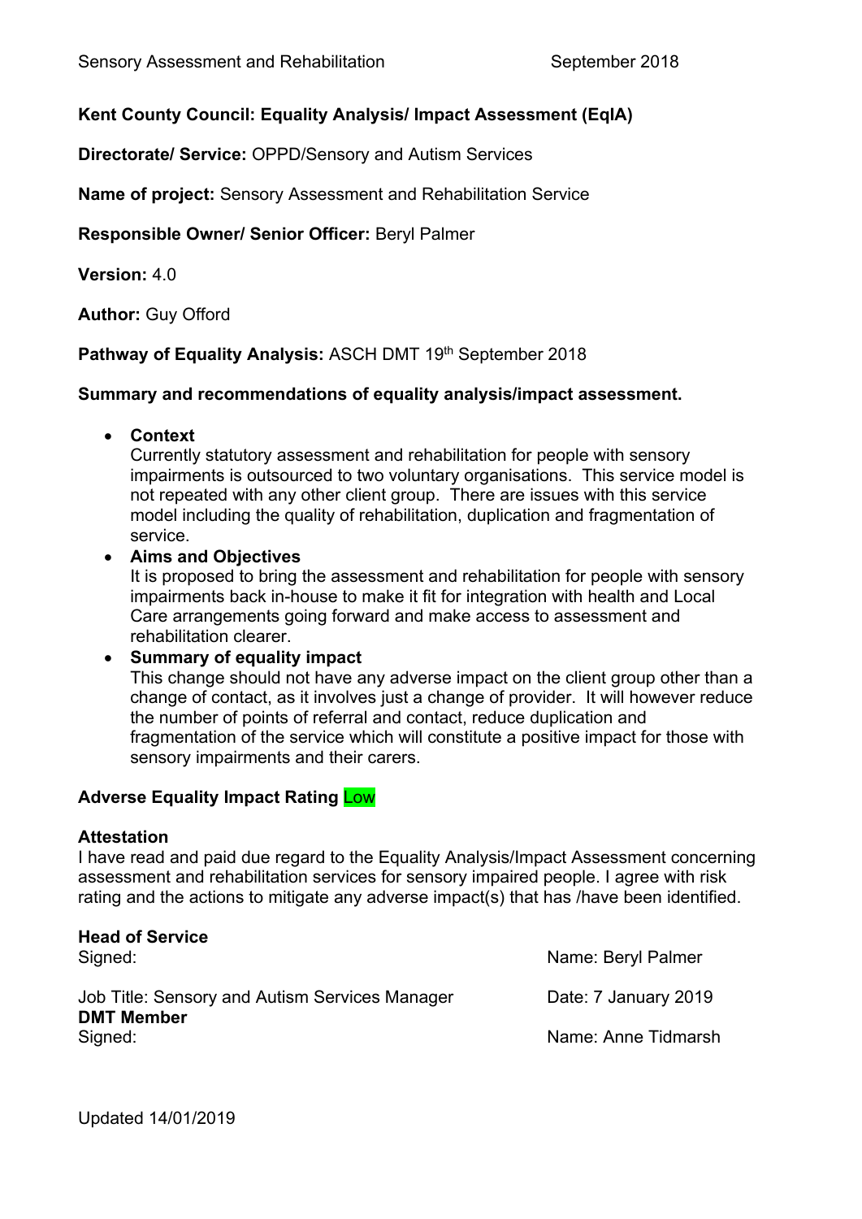**Kent County Council: Equality Analysis/ Impact Assessment (EqIA)**

**Directorate/ Service:** OPPD/Sensory and Autism Services

**Name of project:** Sensory Assessment and Rehabilitation Service

**Responsible Owner/ Senior Officer:** Beryl Palmer

**Version:** 4.0

**Author:** Guy Offord

**Pathway of Equality Analysis:** ASCH DMT 19th September 2018

**Summary and recommendations of equality analysis/impact assessment.**

- **Context**
  Currently statutory assessment and rehabilitation for people with sensory impairments is outsourced to two voluntary organisations. This service model is not repeated with any other client group. There are issues with this service model including the quality of rehabilitation, duplication and fragmentation of service.
- **Aims and Objectives**
  It is proposed to bring the assessment and rehabilitation for people with sensory impairments back in-house to make it fit for integration with health and Local Care arrangements going forward and make access to assessment and rehabilitation clearer.
- **Summary of equality impact**
  This change should not have any adverse impact on the client group other than a change of contact, as it involves just a change of provider. It will however reduce the number of points of referral and contact, reduce duplication and fragmentation of the service which will constitute a positive impact for those with sensory impairments and their carers.

**Adverse Equality Impact Rating** Low

**Attestation**
I have read and paid due regard to the Equality Analysis/Impact Assessment concerning assessment and rehabilitation services for sensory impaired people. I agree with risk rating and the actions to mitigate any adverse impact(s) that has /have been identified.

**Head of Service**
Signed: Name: Beryl Palmer

Job Title: Sensory and Autism Services Manager Date: 7 January 2019

**DMT Member**
Signed: Name: Anne Tidmarsh

Updated 14/01/2019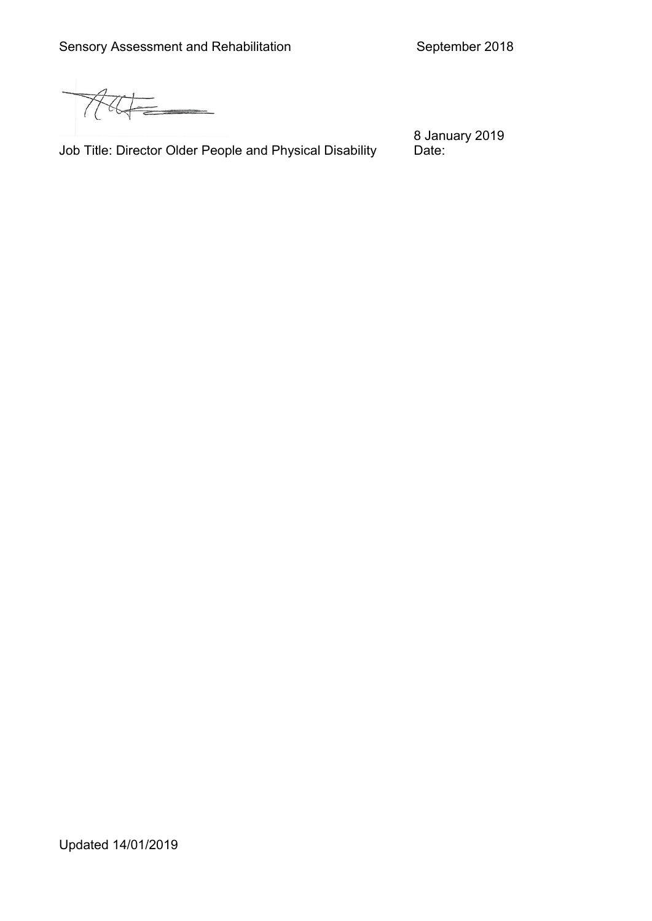Sensory Assessment and Rehabilitation September 2018

Job Title: Director Older People and Physical Disability

Date: 8 January 2019

Updated 14/01/2019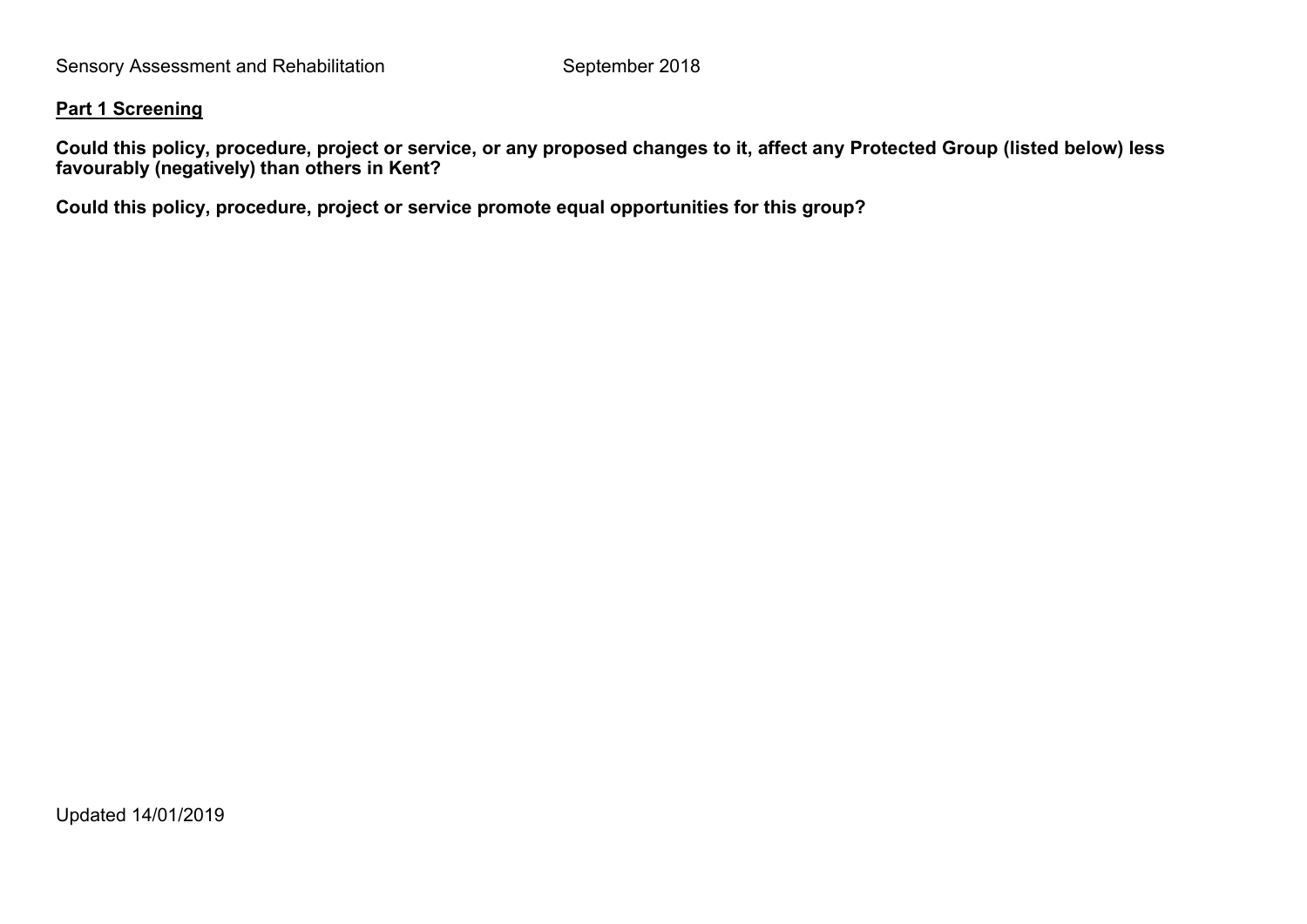**Part 1 Screening**

**Could this policy, procedure, project or service, or any proposed changes to it, affect any Protected Group (listed below) less favourably (negatively) than others in Kent?**

**Could this policy, procedure, project or service promote equal opportunities for this group?**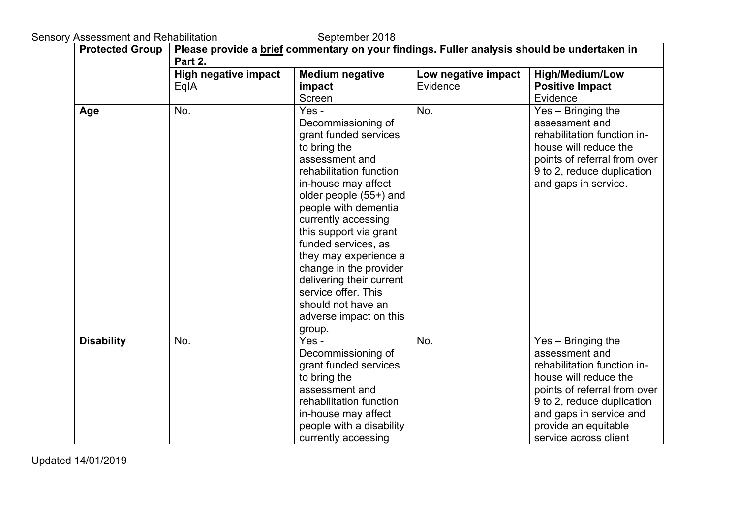| Protected Group | Please provide a brief commentary on your findings. Fuller analysis should be undertaken in Part 2. | | | |
|---|---|---|---|---|
| | **High negative impact** EqIA | **Medium negative impact** Screen | **Low negative impact** Evidence | **High/Medium/Low Positive Impact** Evidence |
| **Age** | No. | Yes - Decommissioning of grant funded services to bring the assessment and rehabilitation function in-house may affect older people (55+) and people with dementia currently accessing this support via grant funded services, as they may experience a change in the provider delivering their current service offer. This should not have an adverse impact on this group. | No. | Yes – Bringing the assessment and rehabilitation function in-house will reduce the points of referral from over 9 to 2, reduce duplication and gaps in service. |
| **Disability** | No. | Yes - Decommissioning of grant funded services to bring the assessment and rehabilitation function in-house may affect people with a disability currently accessing | No. | Yes – Bringing the assessment and rehabilitation function in-house will reduce the points of referral from over 9 to 2, reduce duplication and gaps in service and provide an equitable service across client |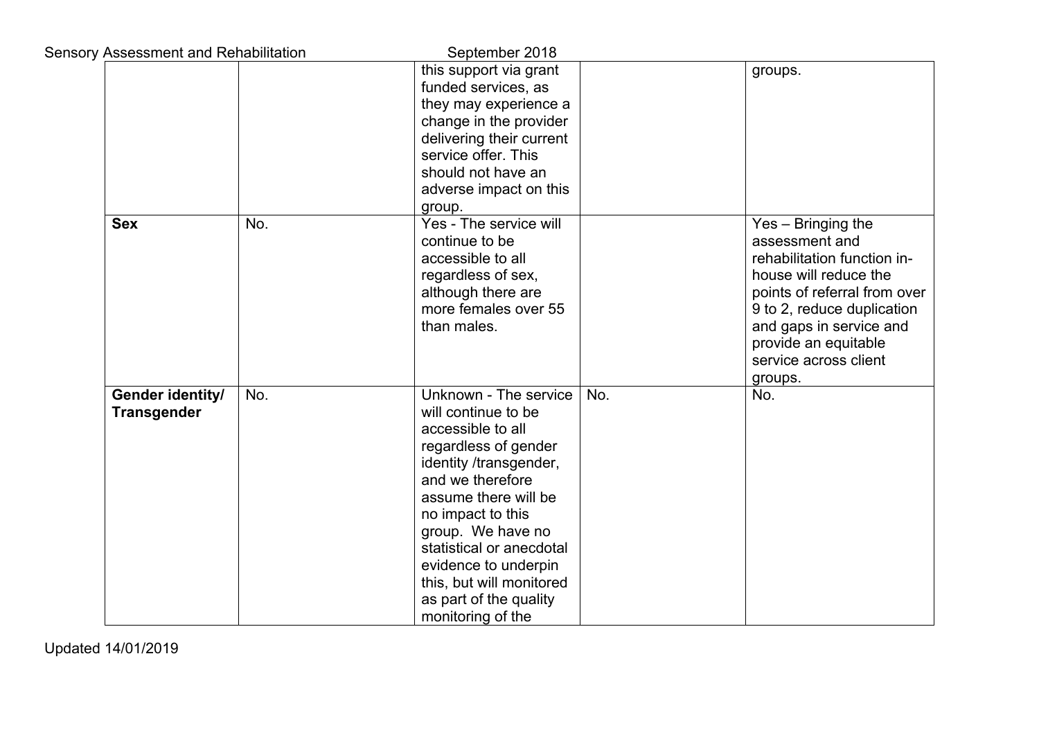| | | | | |
|---|---|---|---|---|
| | | this support via grant funded services, as they may experience a change in the provider delivering their current service offer. This should not have an adverse impact on this group. | | groups. |
| **Sex** | No. | Yes - The service will continue to be accessible to all regardless of sex, although there are more females over 55 than males. | | Yes – Bringing the assessment and rehabilitation function in-house will reduce the points of referral from over 9 to 2, reduce duplication and gaps in service and provide an equitable service across client groups. |
| **Gender identity/ Transgender** | No. | Unknown - The service will continue to be accessible to all regardless of gender identity /transgender, and we therefore assume there will be no impact to this group. We have no statistical or anecdotal evidence to underpin this, but will monitored as part of the quality monitoring of the | No. | No. |

Updated 14/01/2019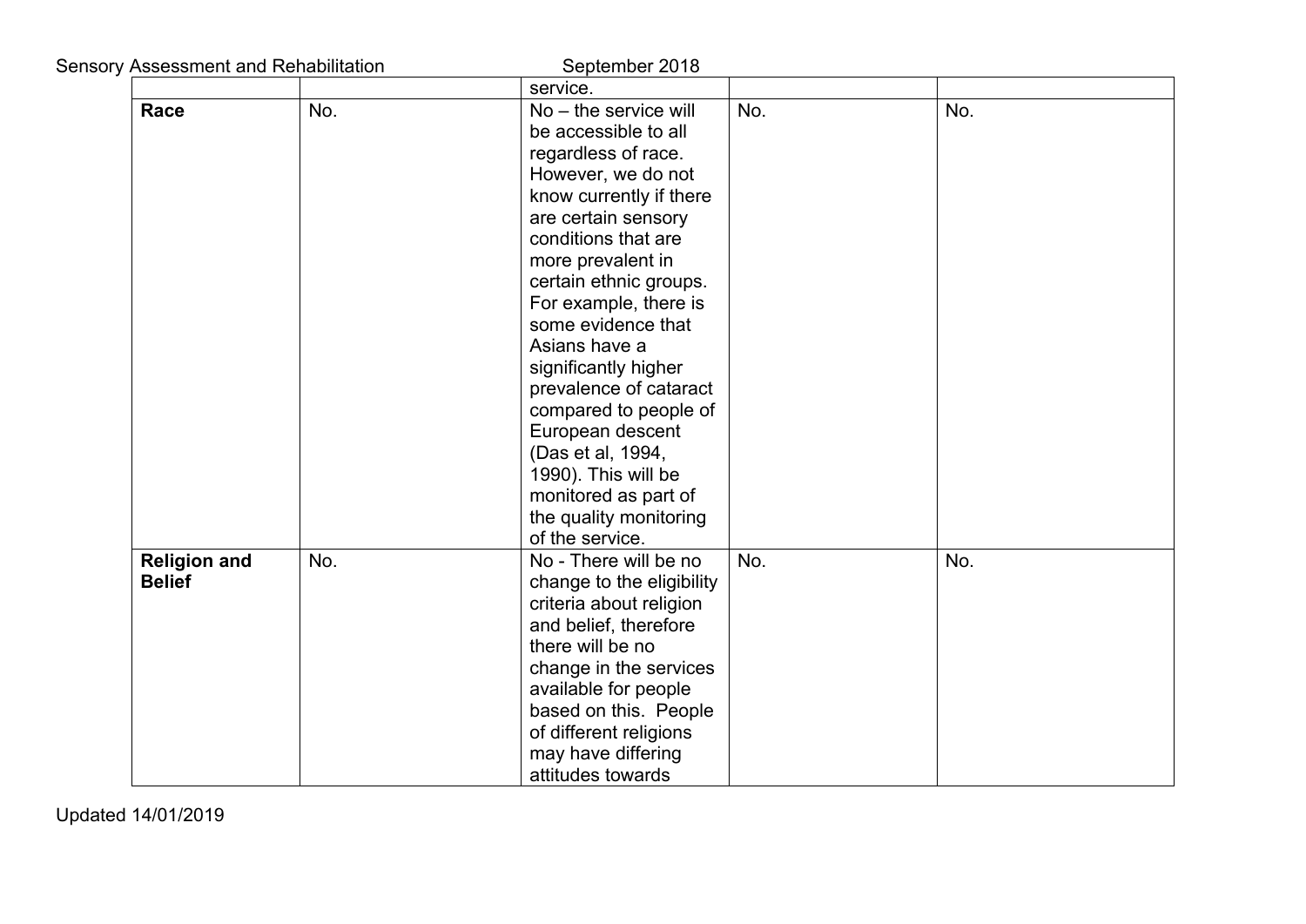| | | | | |
|---|---|---|---|---|
| | | service. | | |
| **Race** | No. | No – the service will be accessible to all regardless of race. However, we do not know currently if there are certain sensory conditions that are more prevalent in certain ethnic groups. For example, there is some evidence that Asians have a significantly higher prevalence of cataract compared to people of European descent (Das et al, 1994, 1990). This will be monitored as part of the quality monitoring of the service. | No. | No. |
| **Religion and Belief** | No. | No - There will be no change to the eligibility criteria about religion and belief, therefore there will be no change in the services available for people based on this. People of different religions may have differing attitudes towards | No. | No. |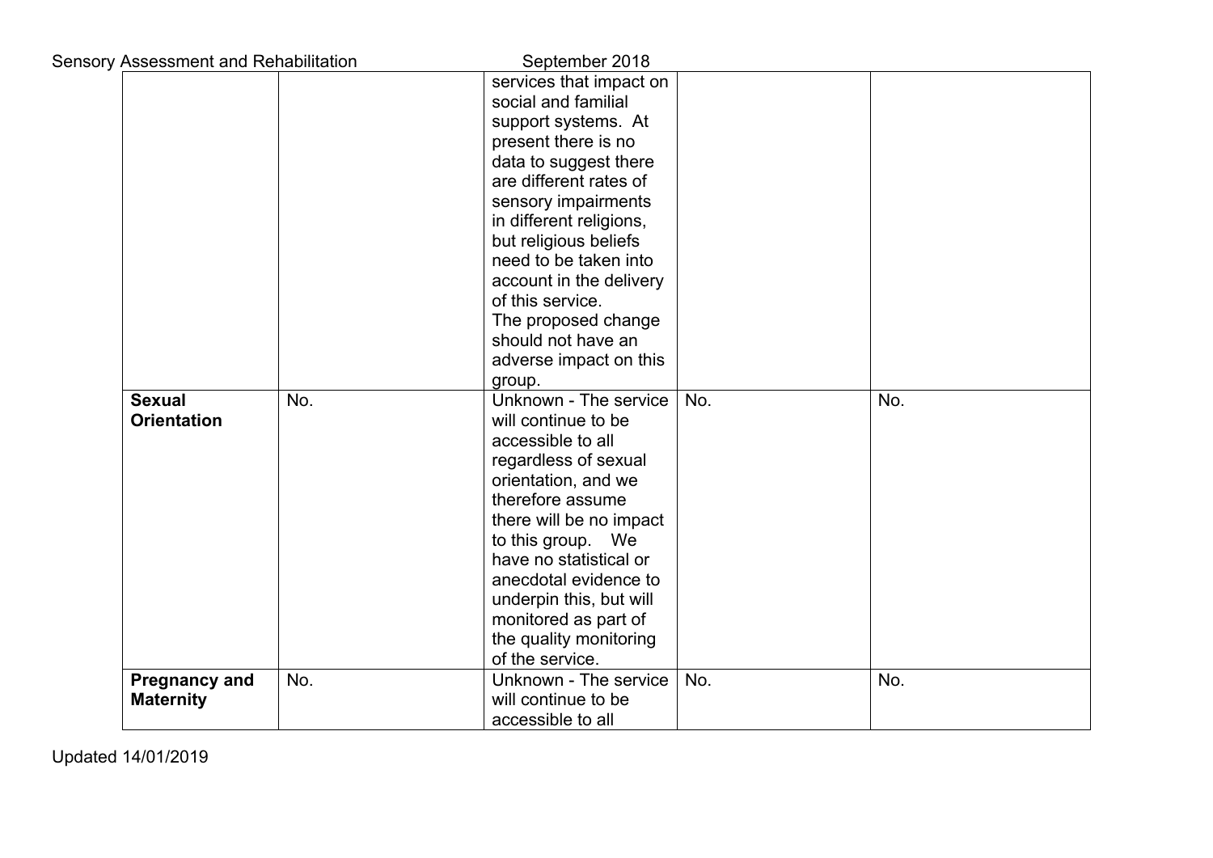| | | | | |
|---|---|---|---|---|
| | | services that impact on social and familial support systems. At present there is no data to suggest there are different rates of sensory impairments in different religions, but religious beliefs need to be taken into account in the delivery of this service. The proposed change should not have an adverse impact on this group. | | |
| **Sexual Orientation** | No. | Unknown - The service will continue to be accessible to all regardless of sexual orientation, and we therefore assume there will be no impact to this group. We have no statistical or anecdotal evidence to underpin this, but will monitored as part of the quality monitoring of the service. | No. | No. |
| **Pregnancy and Maternity** | No. | Unknown - The service will continue to be accessible to all | No. | No. |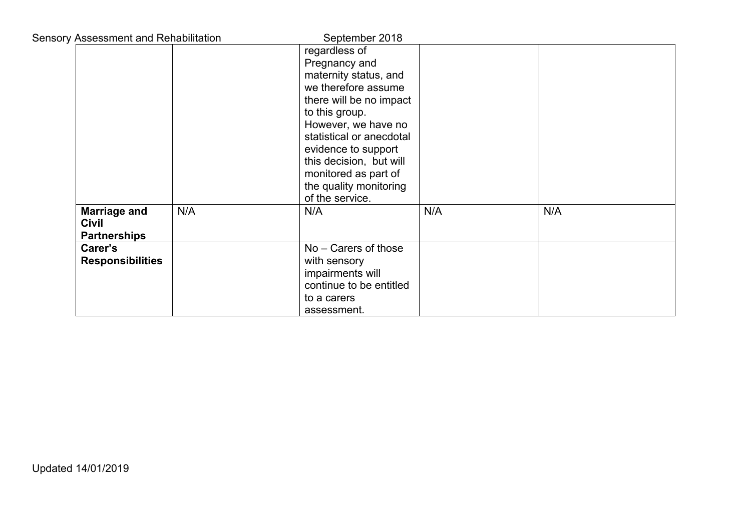| | | | | |
|---|---|---|---|---|
| | | regardless of Pregnancy and maternity status, and we therefore assume there will be no impact to this group. However, we have no statistical or anecdotal evidence to support this decision, but will monitored as part of the quality monitoring of the service. | | |
| **Marriage and Civil Partnerships** | N/A | N/A | N/A | N/A |
| **Carer's Responsibilities** | | No – Carers of those with sensory impairments will continue to be entitled to a carers assessment. | | |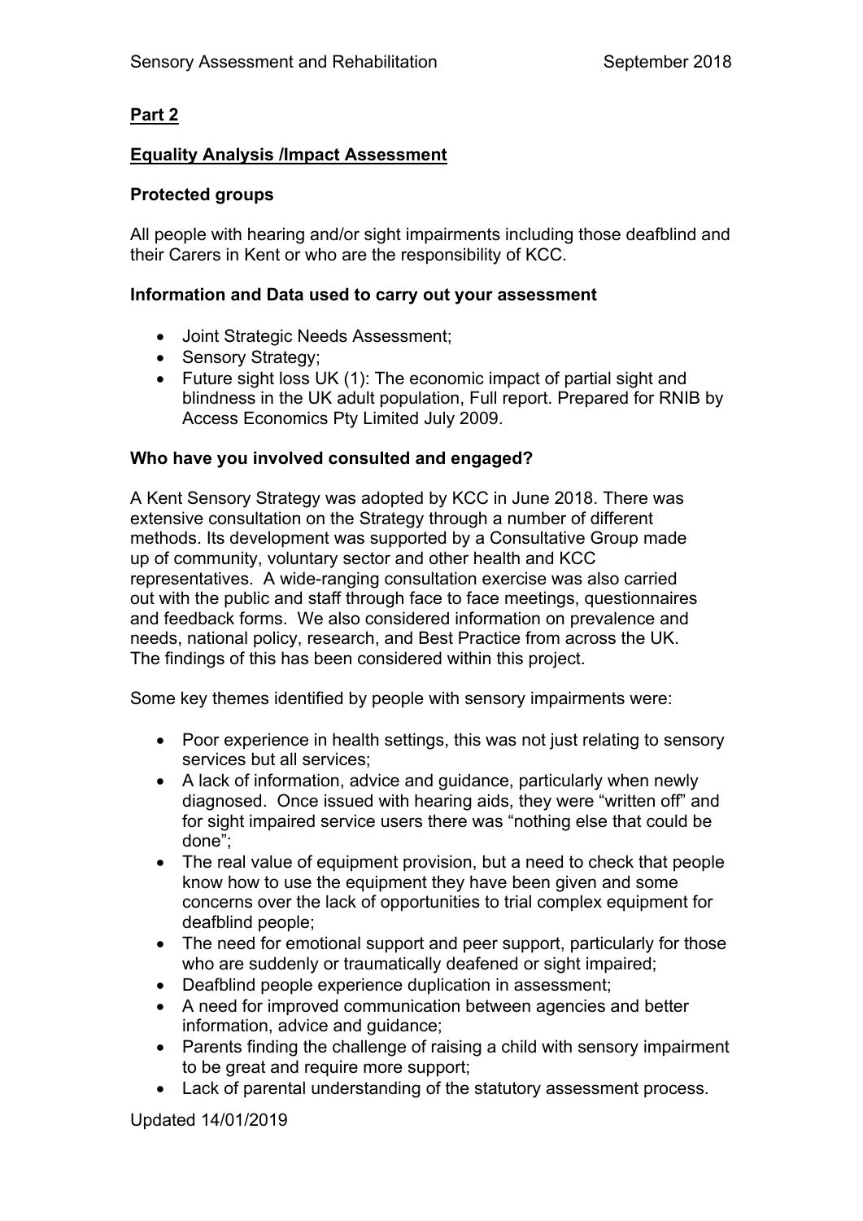## Part 2

## Equality Analysis /Impact Assessment

### Protected groups

All people with hearing and/or sight impairments including those deafblind and their Carers in Kent or who are the responsibility of KCC.

### Information and Data used to carry out your assessment

- Joint Strategic Needs Assessment;
- Sensory Strategy;
- Future sight loss UK (1): The economic impact of partial sight and blindness in the UK adult population, Full report. Prepared for RNIB by Access Economics Pty Limited July 2009.

### Who have you involved consulted and engaged?

A Kent Sensory Strategy was adopted by KCC in June 2018. There was extensive consultation on the Strategy through a number of different methods. Its development was supported by a Consultative Group made up of community, voluntary sector and other health and KCC representatives. A wide-ranging consultation exercise was also carried out with the public and staff through face to face meetings, questionnaires and feedback forms. We also considered information on prevalence and needs, national policy, research, and Best Practice from across the UK. The findings of this has been considered within this project.

Some key themes identified by people with sensory impairments were:

- Poor experience in health settings, this was not just relating to sensory services but all services;
- A lack of information, advice and guidance, particularly when newly diagnosed. Once issued with hearing aids, they were "written off" and for sight impaired service users there was "nothing else that could be done";
- The real value of equipment provision, but a need to check that people know how to use the equipment they have been given and some concerns over the lack of opportunities to trial complex equipment for deafblind people;
- The need for emotional support and peer support, particularly for those who are suddenly or traumatically deafened or sight impaired;
- Deafblind people experience duplication in assessment;
- A need for improved communication between agencies and better information, advice and guidance;
- Parents finding the challenge of raising a child with sensory impairment to be great and require more support;
- Lack of parental understanding of the statutory assessment process.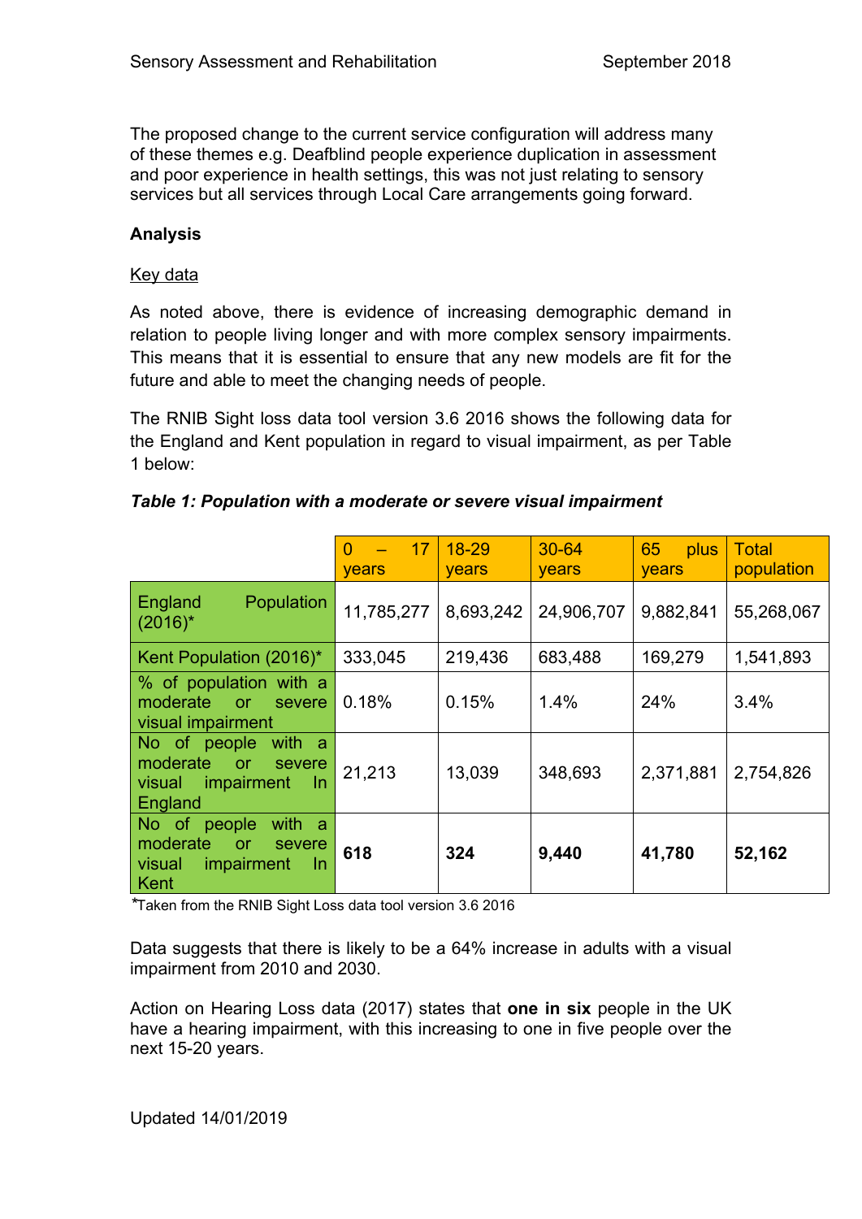The proposed change to the current service configuration will address many of these themes e.g. Deafblind people experience duplication in assessment and poor experience in health settings, this was not just relating to sensory services but all services through Local Care arrangements going forward.

**Analysis**

Key data

As noted above, there is evidence of increasing demographic demand in relation to people living longer and with more complex sensory impairments. This means that it is essential to ensure that any new models are fit for the future and able to meet the changing needs of people.

The RNIB Sight loss data tool version 3.6 2016 shows the following data for the England and Kent population in regard to visual impairment, as per Table 1 below:

***Table 1: Population with a moderate or severe visual impairment***

| | 0 – 17 years | 18-29 years | 30-64 years | 65 plus years | Total population |
|---|---|---|---|---|---|
| England Population (2016)* | 11,785,277 | 8,693,242 | 24,906,707 | 9,882,841 | 55,268,067 |
| Kent Population (2016)* | 333,045 | 219,436 | 683,488 | 169,279 | 1,541,893 |
| % of population with a moderate or severe visual impairment | 0.18% | 0.15% | 1.4% | 24% | 3.4% |
| No of people with a moderate or severe visual impairment In England | 21,213 | 13,039 | 348,693 | 2,371,881 | 2,754,826 |
| No of people with a moderate or severe visual impairment In Kent | **618** | **324** | **9,440** | **41,780** | **52,162** |

*Taken from the RNIB Sight Loss data tool version 3.6 2016

Data suggests that there is likely to be a 64% increase in adults with a visual impairment from 2010 and 2030.

Action on Hearing Loss data (2017) states that **one in six** people in the UK have a hearing impairment, with this increasing to one in five people over the next 15-20 years.

Updated 14/01/2019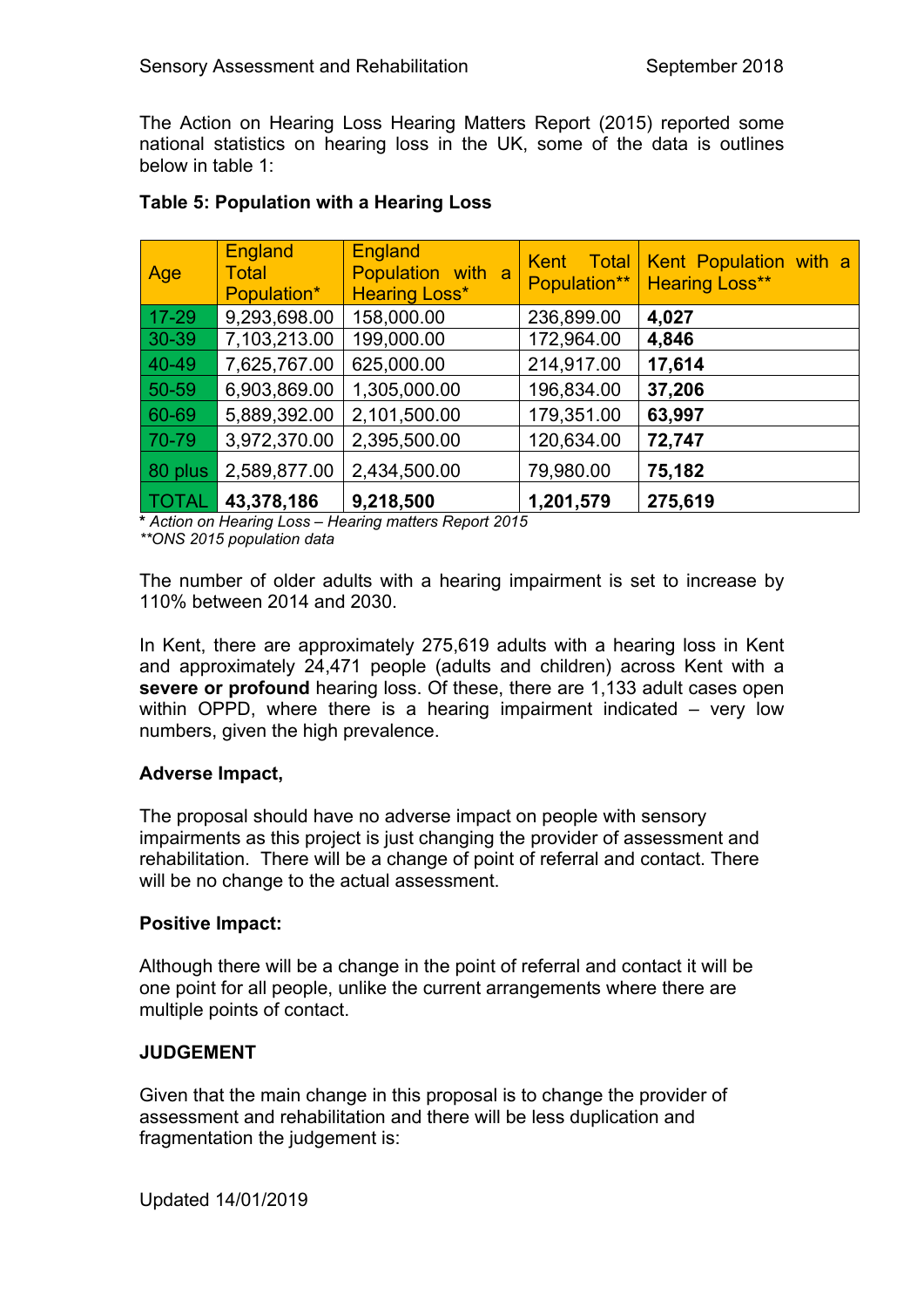The Action on Hearing Loss Hearing Matters Report (2015) reported some national statistics on hearing loss in the UK, some of the data is outlines below in table 1:

**Table 5: Population with a Hearing Loss**

| Age | England Total Population* | England Population with a Hearing Loss* | Kent Total Population** | Kent Population with a Hearing Loss** |
|---|---|---|---|---|
| 17-29 | 9,293,698.00 | 158,000.00 | 236,899.00 | **4,027** |
| 30-39 | 7,103,213.00 | 199,000.00 | 172,964.00 | **4,846** |
| 40-49 | 7,625,767.00 | 625,000.00 | 214,917.00 | **17,614** |
| 50-59 | 6,903,869.00 | 1,305,000.00 | 196,834.00 | **37,206** |
| 60-69 | 5,889,392.00 | 2,101,500.00 | 179,351.00 | **63,997** |
| 70-79 | 3,972,370.00 | 2,395,500.00 | 120,634.00 | **72,747** |
| 80 plus | 2,589,877.00 | 2,434,500.00 | 79,980.00 | **75,182** |
| TOTAL | **43,378,186** | **9,218,500** | **1,201,579** | **275,619** |

**\*** *Action on Hearing Loss – Hearing matters Report 2015*
*\*\*ONS 2015 population data*

The number of older adults with a hearing impairment is set to increase by 110% between 2014 and 2030.

In Kent, there are approximately 275,619 adults with a hearing loss in Kent and approximately 24,471 people (adults and children) across Kent with a **severe or profound** hearing loss. Of these, there are 1,133 adult cases open within OPPD, where there is a hearing impairment indicated – very low numbers, given the high prevalence.

**Adverse Impact,**

The proposal should have no adverse impact on people with sensory impairments as this project is just changing the provider of assessment and rehabilitation. There will be a change of point of referral and contact. There will be no change to the actual assessment.

**Positive Impact:**

Although there will be a change in the point of referral and contact it will be one point for all people, unlike the current arrangements where there are multiple points of contact.

**JUDGEMENT**

Given that the main change in this proposal is to change the provider of assessment and rehabilitation and there will be less duplication and fragmentation the judgement is: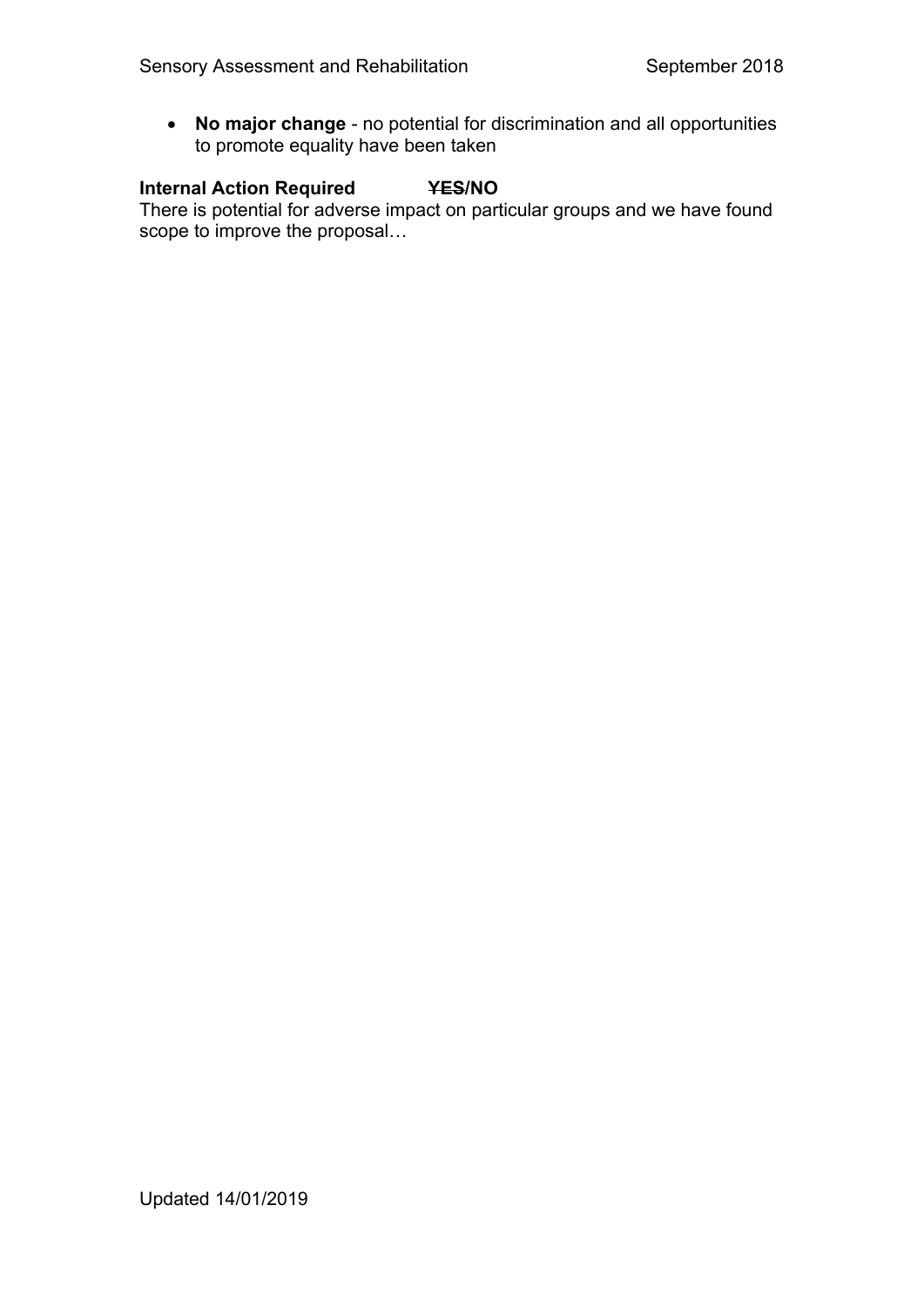- **No major change** - no potential for discrimination and all opportunities to promote equality have been taken

**Internal Action Required** ~~**YES**~~**/NO**

There is potential for adverse impact on particular groups and we have found scope to improve the proposal…

Updated 14/01/2019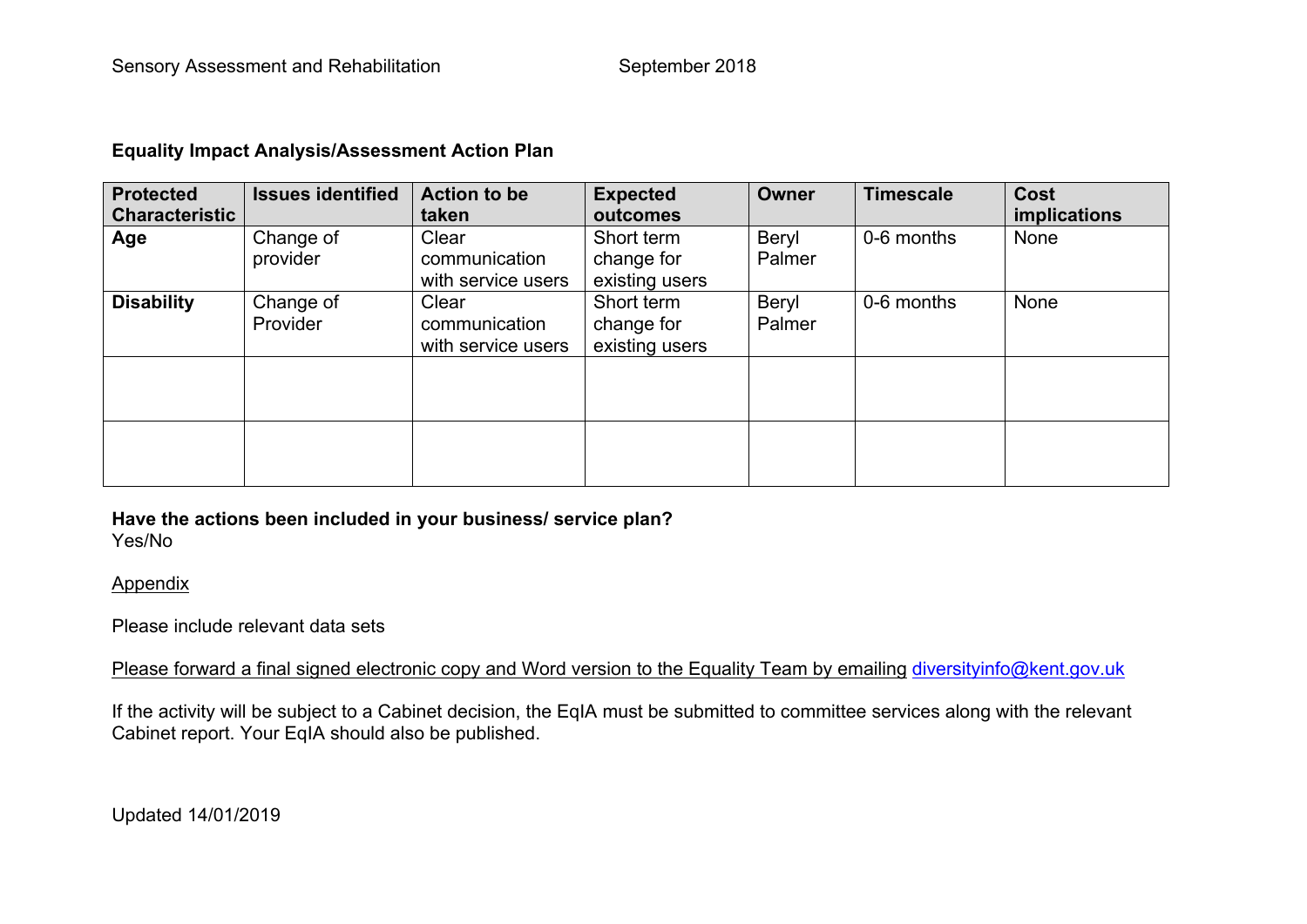**Equality Impact Analysis/Assessment Action Plan**

| Protected Characteristic | Issues identified | Action to be taken | Expected outcomes | Owner | Timescale | Cost implications |
|---|---|---|---|---|---|---|
| **Age** | Change of provider | Clear communication with service users | Short term change for existing users | Beryl Palmer | 0-6 months | None |
| **Disability** | Change of Provider | Clear communication with service users | Short term change for existing users | Beryl Palmer | 0-6 months | None |
| | | | | | | |
| | | | | | | |

**Have the actions been included in your business/ service plan?**
Yes/No

<u>Appendix</u>

Please include relevant data sets

<u>Please forward a final signed electronic copy and Word version to the Equality Team by emailing</u> diversityinfo@kent.gov.uk

If the activity will be subject to a Cabinet decision, the EqIA must be submitted to committee services along with the relevant Cabinet report. Your EqIA should also be published.

Updated 14/01/2019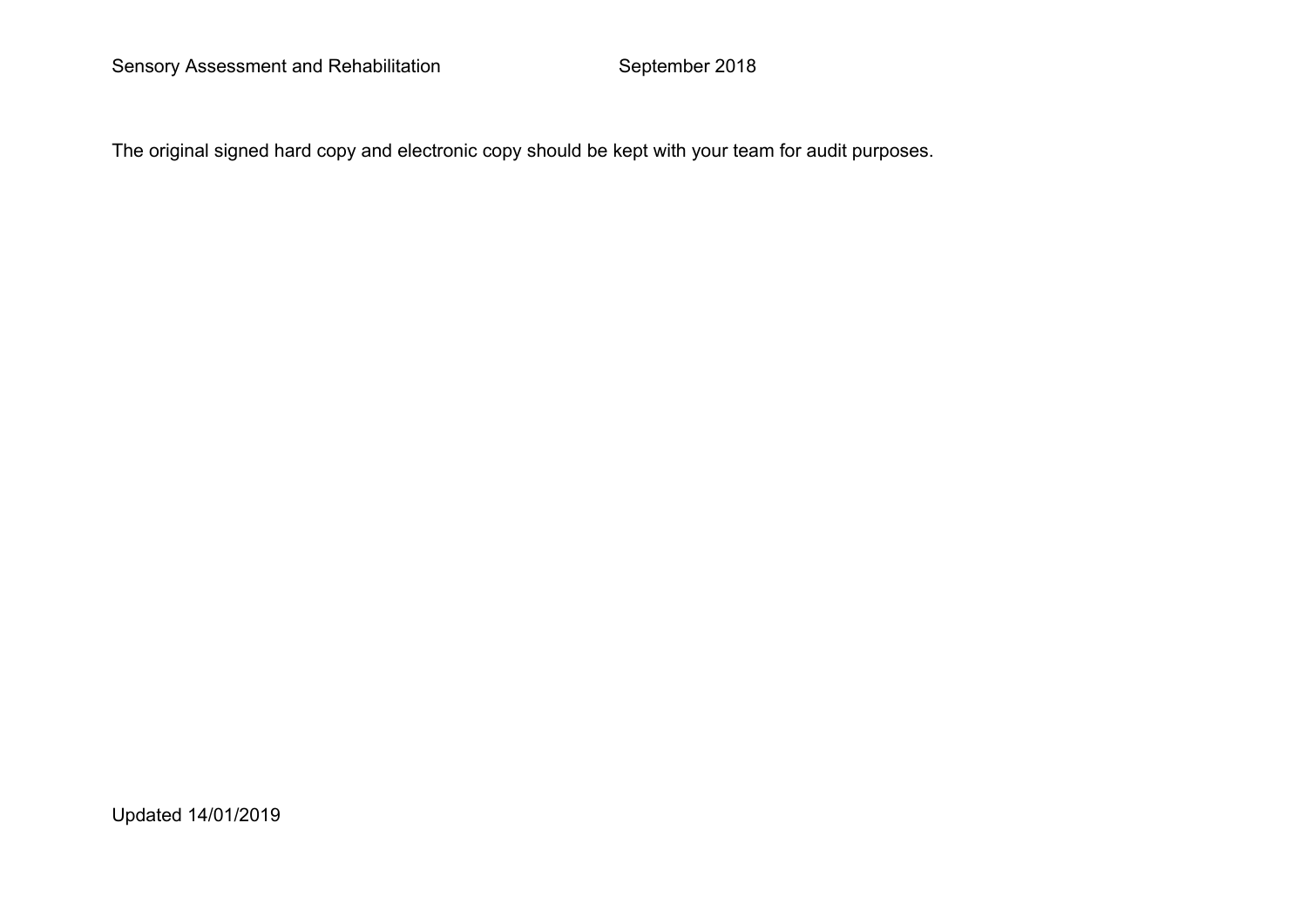The original signed hard copy and electronic copy should be kept with your team for audit purposes.